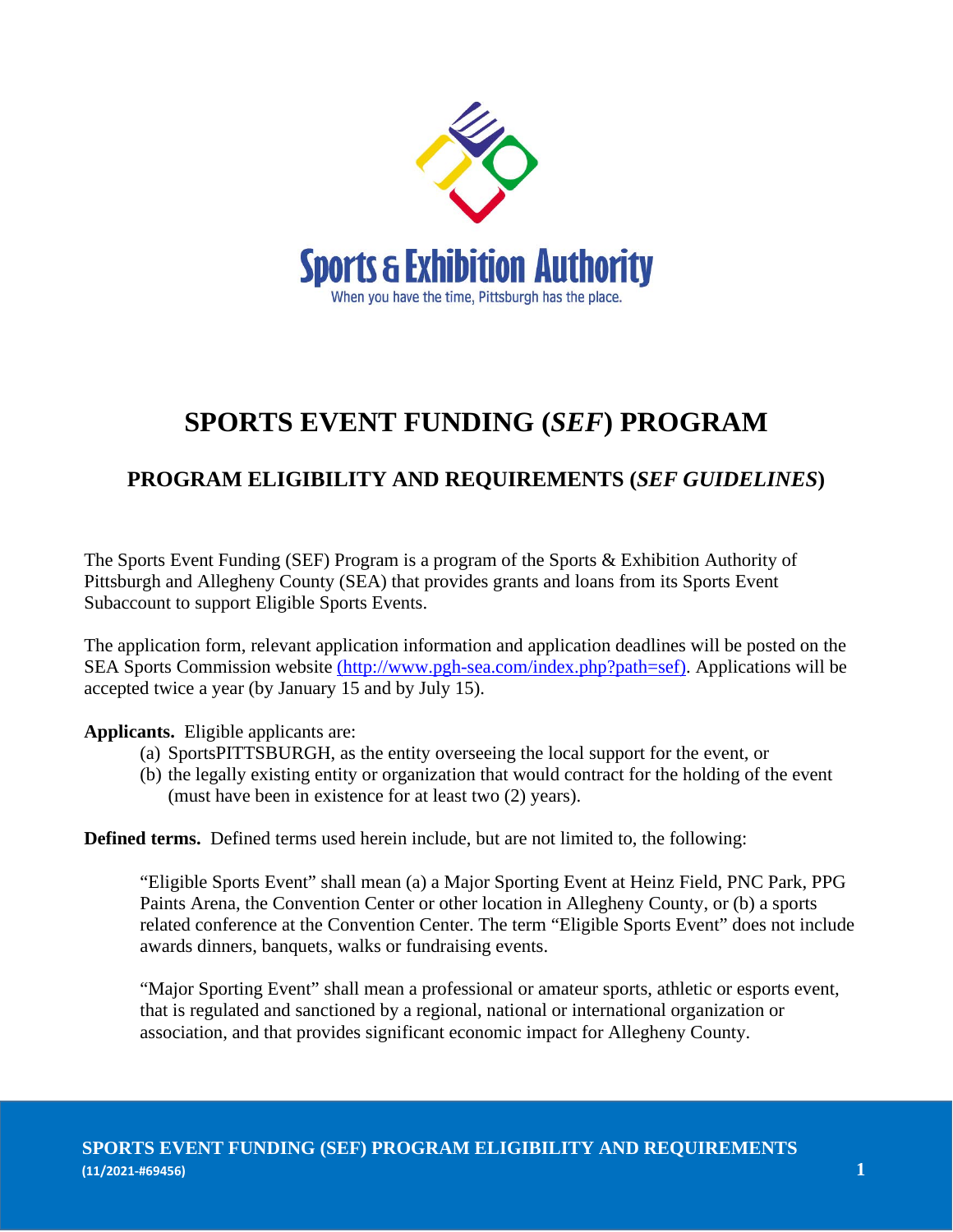Sports & Exhibition Authority

When you have the time, Pittsburgh has the place.

# SPORTS EVENT FUNDING (*SEF*) PROGRAM

## PROGRAM ELIGIBILITY AND REQUIREMENTS (*SEF GUIDELINES*)

The Sports Event Funding (SEF) Program is a program of the Sports & Exhibition Authority of Pittsburgh and Allegheny County (SEA) that provides grants and loans from its Sports Event Subaccount to support Eligible Sports Events.

The application form, relevant application information and application deadlines will be posted on the SEA Sports Commission website (http://www.pgh-sea.com/index.php?path=sef). Applications will be accepted twice a year (by January 15 and by July 15).

**Applicants.** Eligible applicants are:

(a) SportsPITTSBURGH, as the entity overseeing the local support for the event, or
(b) the legally existing entity or organization that would contract for the holding of the event (must have been in existence for at least two (2) years).

**Defined terms.** Defined terms used herein include, but are not limited to, the following:

> "Eligible Sports Event" shall mean (a) a Major Sporting Event at Heinz Field, PNC Park, PPG Paints Arena, the Convention Center or other location in Allegheny County, or (b) a sports related conference at the Convention Center. The term "Eligible Sports Event" does not include awards dinners, banquets, walks or fundraising events.
>
> "Major Sporting Event" shall mean a professional or amateur sports, athletic or esports event, that is regulated and sanctioned by a regional, national or international organization or association, and that provides significant economic impact for Allegheny County.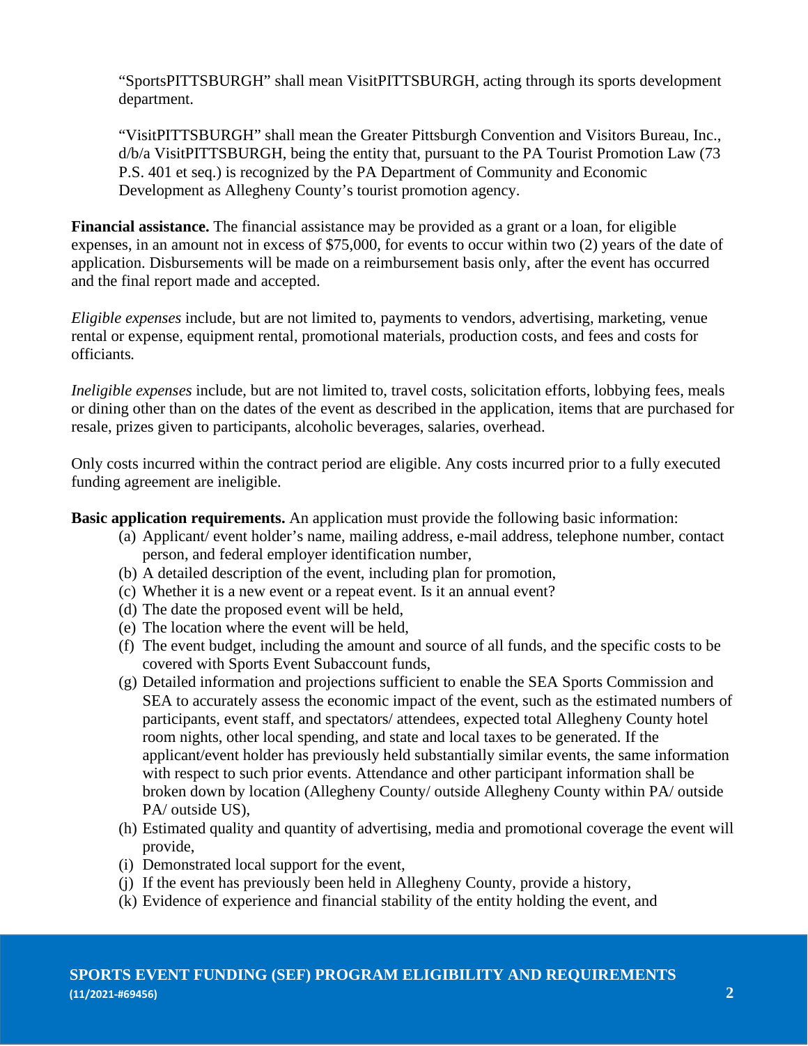"SportsPITTSBURGH" shall mean VisitPITTSBURGH, acting through its sports development department.

"VisitPITTSBURGH" shall mean the Greater Pittsburgh Convention and Visitors Bureau, Inc., d/b/a VisitPITTSBURGH, being the entity that, pursuant to the PA Tourist Promotion Law (73 P.S. 401 et seq.) is recognized by the PA Department of Community and Economic Development as Allegheny County's tourist promotion agency.

**Financial assistance.** The financial assistance may be provided as a grant or a loan, for eligible expenses, in an amount not in excess of $75,000, for events to occur within two (2) years of the date of application. Disbursements will be made on a reimbursement basis only, after the event has occurred and the final report made and accepted.

*Eligible expenses* include, but are not limited to, payments to vendors, advertising, marketing, venue rental or expense, equipment rental, promotional materials, production costs, and fees and costs for officiants*.*

*Ineligible expenses* include, but are not limited to, travel costs, solicitation efforts, lobbying fees, meals or dining other than on the dates of the event as described in the application, items that are purchased for resale, prizes given to participants, alcoholic beverages, salaries, overhead.

Only costs incurred within the contract period are eligible. Any costs incurred prior to a fully executed funding agreement are ineligible.

**Basic application requirements.** An application must provide the following basic information:

(a) Applicant/ event holder's name, mailing address, e-mail address, telephone number, contact person, and federal employer identification number,
(b) A detailed description of the event, including plan for promotion,
(c) Whether it is a new event or a repeat event. Is it an annual event?
(d) The date the proposed event will be held,
(e) The location where the event will be held,
(f) The event budget, including the amount and source of all funds, and the specific costs to be covered with Sports Event Subaccount funds,
(g) Detailed information and projections sufficient to enable the SEA Sports Commission and SEA to accurately assess the economic impact of the event, such as the estimated numbers of participants, event staff, and spectators/ attendees, expected total Allegheny County hotel room nights, other local spending, and state and local taxes to be generated. If the applicant/event holder has previously held substantially similar events, the same information with respect to such prior events. Attendance and other participant information shall be broken down by location (Allegheny County/ outside Allegheny County within PA/ outside PA/ outside US),
(h) Estimated quality and quantity of advertising, media and promotional coverage the event will provide,
(i) Demonstrated local support for the event,
(j) If the event has previously been held in Allegheny County, provide a history,
(k) Evidence of experience and financial stability of the entity holding the event, and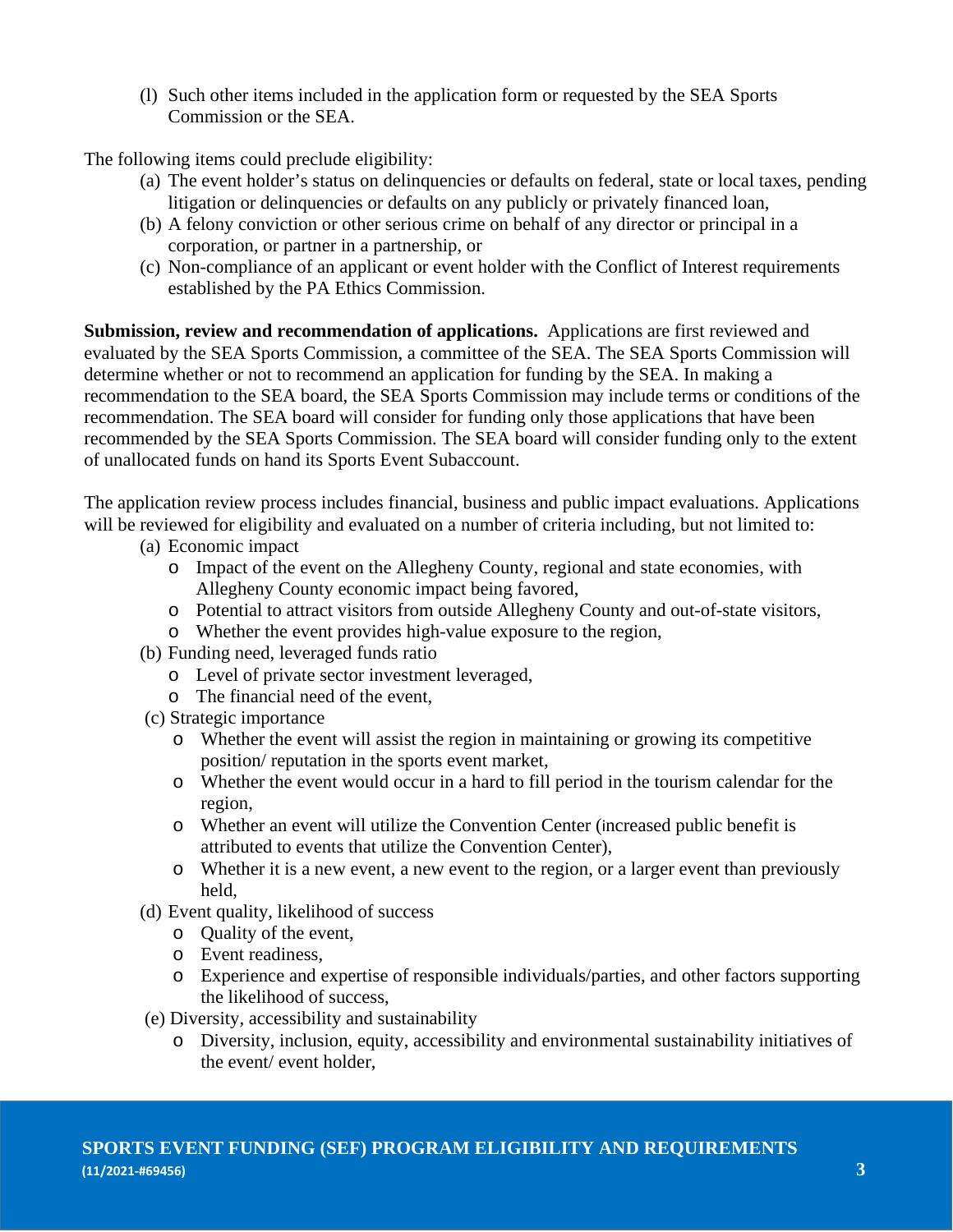(l) Such other items included in the application form or requested by the SEA Sports Commission or the SEA.

The following items could preclude eligibility:

(a) The event holder's status on delinquencies or defaults on federal, state or local taxes, pending litigation or delinquencies or defaults on any publicly or privately financed loan,
(b) A felony conviction or other serious crime on behalf of any director or principal in a corporation, or partner in a partnership, or
(c) Non-compliance of an applicant or event holder with the Conflict of Interest requirements established by the PA Ethics Commission.

**Submission, review and recommendation of applications.** Applications are first reviewed and evaluated by the SEA Sports Commission, a committee of the SEA. The SEA Sports Commission will determine whether or not to recommend an application for funding by the SEA. In making a recommendation to the SEA board, the SEA Sports Commission may include terms or conditions of the recommendation. The SEA board will consider for funding only those applications that have been recommended by the SEA Sports Commission. The SEA board will consider funding only to the extent of unallocated funds on hand its Sports Event Subaccount.

The application review process includes financial, business and public impact evaluations. Applications will be reviewed for eligibility and evaluated on a number of criteria including, but not limited to:

(a) Economic impact
   - Impact of the event on the Allegheny County, regional and state economies, with Allegheny County economic impact being favored,
   - Potential to attract visitors from outside Allegheny County and out-of-state visitors,
   - Whether the event provides high-value exposure to the region,

(b) Funding need, leveraged funds ratio
   - Level of private sector investment leveraged,
   - The financial need of the event,

(c) Strategic importance
   - Whether the event will assist the region in maintaining or growing its competitive position/ reputation in the sports event market,
   - Whether the event would occur in a hard to fill period in the tourism calendar for the region,
   - Whether an event will utilize the Convention Center (increased public benefit is attributed to events that utilize the Convention Center),
   - Whether it is a new event, a new event to the region, or a larger event than previously held,

(d) Event quality, likelihood of success
   - Quality of the event,
   - Event readiness,
   - Experience and expertise of responsible individuals/parties, and other factors supporting the likelihood of success,

(e) Diversity, accessibility and sustainability
   - Diversity, inclusion, equity, accessibility and environmental sustainability initiatives of the event/ event holder,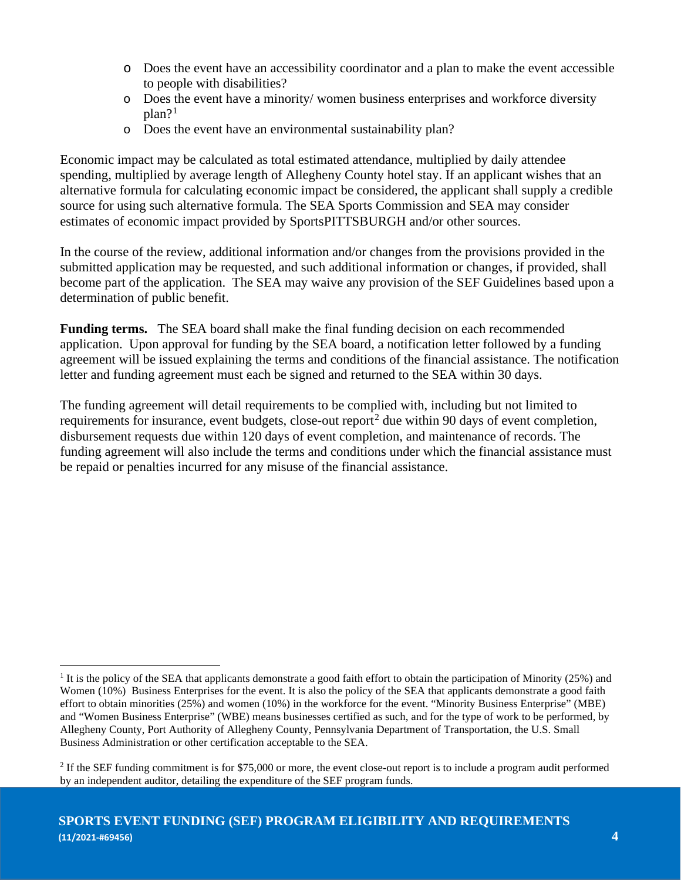- Does the event have an accessibility coordinator and a plan to make the event accessible to people with disabilities?
- Does the event have a minority/ women business enterprises and workforce diversity plan?[1]
- Does the event have an environmental sustainability plan?

Economic impact may be calculated as total estimated attendance, multiplied by daily attendee spending, multiplied by average length of Allegheny County hotel stay. If an applicant wishes that an alternative formula for calculating economic impact be considered, the applicant shall supply a credible source for using such alternative formula. The SEA Sports Commission and SEA may consider estimates of economic impact provided by SportsPITTSBURGH and/or other sources.

In the course of the review, additional information and/or changes from the provisions provided in the submitted application may be requested, and such additional information or changes, if provided, shall become part of the application. The SEA may waive any provision of the SEF Guidelines based upon a determination of public benefit.

**Funding terms.** The SEA board shall make the final funding decision on each recommended application. Upon approval for funding by the SEA board, a notification letter followed by a funding agreement will be issued explaining the terms and conditions of the financial assistance. The notification letter and funding agreement must each be signed and returned to the SEA within 30 days.

The funding agreement will detail requirements to be complied with, including but not limited to requirements for insurance, event budgets, close-out report[2] due within 90 days of event completion, disbursement requests due within 120 days of event completion, and maintenance of records. The funding agreement will also include the terms and conditions under which the financial assistance must be repaid or penalties incurred for any misuse of the financial assistance.

---

[1] It is the policy of the SEA that applicants demonstrate a good faith effort to obtain the participation of Minority (25%) and Women (10%) Business Enterprises for the event. It is also the policy of the SEA that applicants demonstrate a good faith effort to obtain minorities (25%) and women (10%) in the workforce for the event. "Minority Business Enterprise" (MBE) and "Women Business Enterprise" (WBE) means businesses certified as such, and for the type of work to be performed, by Allegheny County, Port Authority of Allegheny County, Pennsylvania Department of Transportation, the U.S. Small Business Administration or other certification acceptable to the SEA.

[2] If the SEF funding commitment is for $75,000 or more, the event close-out report is to include a program audit performed by an independent auditor, detailing the expenditure of the SEF program funds.